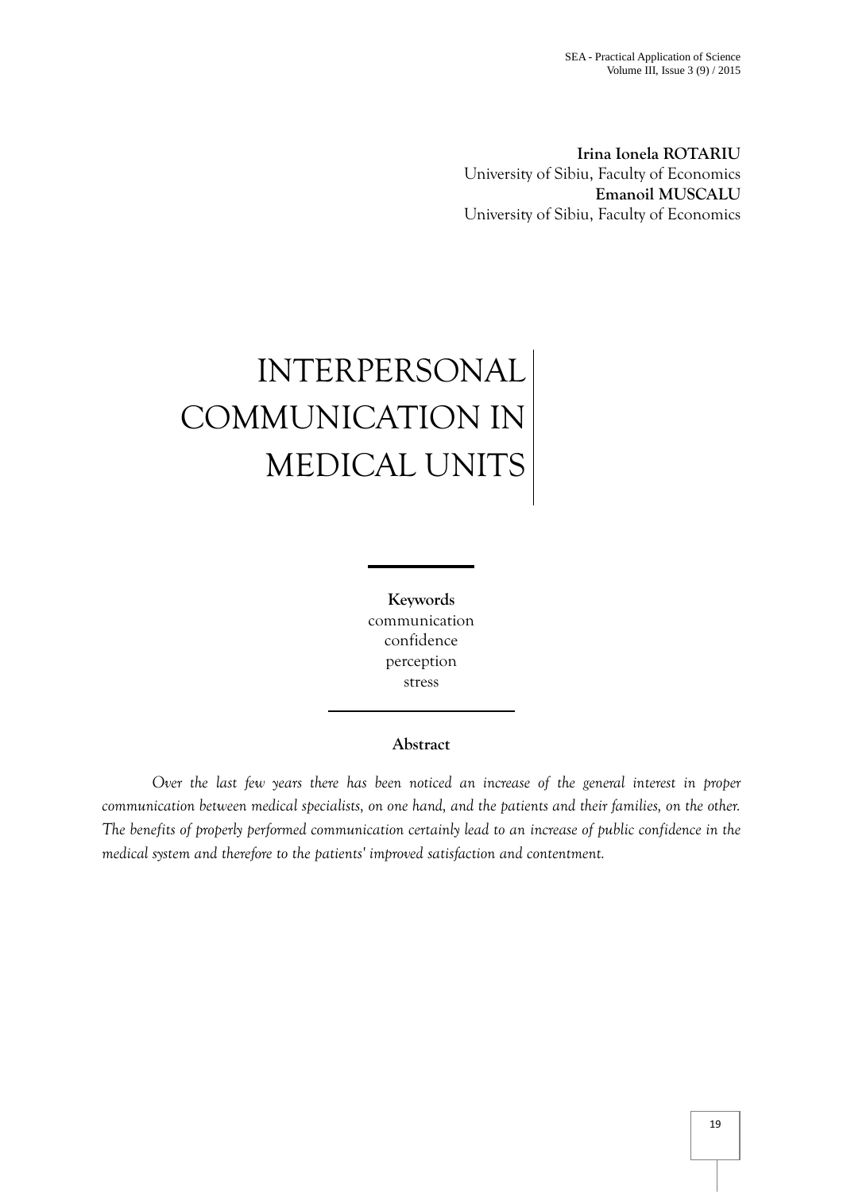**Irina Ionela ROTARIU**
University of Sibiu, Faculty of Economics
**Emanoil MUSCALU**
University of Sibiu, Faculty of Economics

# INTERPERSONAL COMMUNICATION IN MEDICAL UNITS

**Keywords**
communication
confidence
perception
stress

**Abstract**

*Over the last few years there has been noticed an increase of the general interest in proper communication between medical specialists, on one hand, and the patients and their families, on the other. The benefits of properly performed communication certainly lead to an increase of public confidence in the medical system and therefore to the patients' improved satisfaction and contentment.*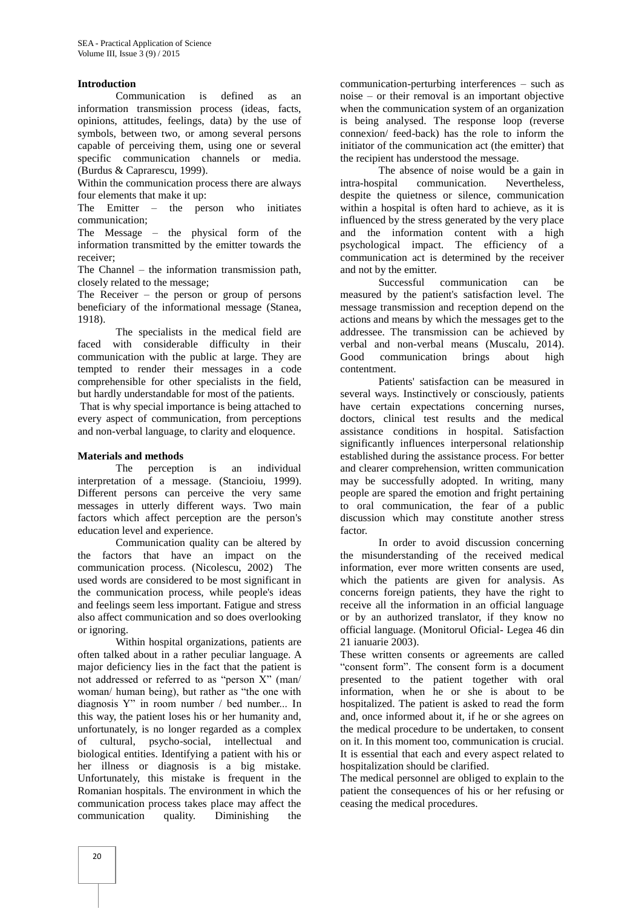## Introduction

Communication is defined as an information transmission process (ideas, facts, opinions, attitudes, feelings, data) by the use of symbols, between two, or among several persons capable of perceiving them, using one or several specific communication channels or media. (Burdus & Caprarescu, 1999).

Within the communication process there are always four elements that make it up:

The Emitter – the person who initiates communication;

The Message – the physical form of the information transmitted by the emitter towards the receiver;

The Channel – the information transmission path, closely related to the message;

The Receiver – the person or group of persons beneficiary of the informational message (Stanea, 1918).

The specialists in the medical field are faced with considerable difficulty in their communication with the public at large. They are tempted to render their messages in a code comprehensible for other specialists in the field, but hardly understandable for most of the patients.

That is why special importance is being attached to every aspect of communication, from perceptions and non-verbal language, to clarity and eloquence.

## Materials and methods

The perception is an individual interpretation of a message. (Stancioiu, 1999). Different persons can perceive the very same messages in utterly different ways. Two main factors which affect perception are the person's education level and experience.

Communication quality can be altered by the factors that have an impact on the communication process. (Nicolescu, 2002) The used words are considered to be most significant in the communication process, while people's ideas and feelings seem less important. Fatigue and stress also affect communication and so does overlooking or ignoring.

Within hospital organizations, patients are often talked about in a rather peculiar language. A major deficiency lies in the fact that the patient is not addressed or referred to as "person X" (man/ woman/ human being), but rather as "the one with diagnosis Y" in room number / bed number... In this way, the patient loses his or her humanity and, unfortunately, is no longer regarded as a complex of cultural, psycho-social, intellectual and biological entities. Identifying a patient with his or her illness or diagnosis is a big mistake. Unfortunately, this mistake is frequent in the Romanian hospitals. The environment in which the communication process takes place may affect the communication quality. Diminishing the communication-perturbing interferences – such as noise – or their removal is an important objective when the communication system of an organization is being analysed. The response loop (reverse connexion/ feed-back) has the role to inform the initiator of the communication act (the emitter) that the recipient has understood the message.

The absence of noise would be a gain in intra-hospital communication. Nevertheless, despite the quietness or silence, communication within a hospital is often hard to achieve, as it is influenced by the stress generated by the very place and the information content with a high psychological impact. The efficiency of a communication act is determined by the receiver and not by the emitter.

Successful communication can be measured by the patient's satisfaction level. The message transmission and reception depend on the actions and means by which the messages get to the addressee. The transmission can be achieved by verbal and non-verbal means (Muscalu, 2014). Good communication brings about high contentment.

Patients' satisfaction can be measured in several ways. Instinctively or consciously, patients have certain expectations concerning nurses, doctors, clinical test results and the medical assistance conditions in hospital. Satisfaction significantly influences interpersonal relationship established during the assistance process. For better and clearer comprehension, written communication may be successfully adopted. In writing, many people are spared the emotion and fright pertaining to oral communication, the fear of a public discussion which may constitute another stress factor.

In order to avoid discussion concerning the misunderstanding of the received medical information, ever more written consents are used, which the patients are given for analysis. As concerns foreign patients, they have the right to receive all the information in an official language or by an authorized translator, if they know no official language. (Monitorul Oficial- Legea 46 din 21 ianuarie 2003).

These written consents or agreements are called "consent form". The consent form is a document presented to the patient together with oral information, when he or she is about to be hospitalized. The patient is asked to read the form and, once informed about it, if he or she agrees on the medical procedure to be undertaken, to consent on it. In this moment too, communication is crucial. It is essential that each and every aspect related to hospitalization should be clarified.

The medical personnel are obliged to explain to the patient the consequences of his or her refusing or ceasing the medical procedures.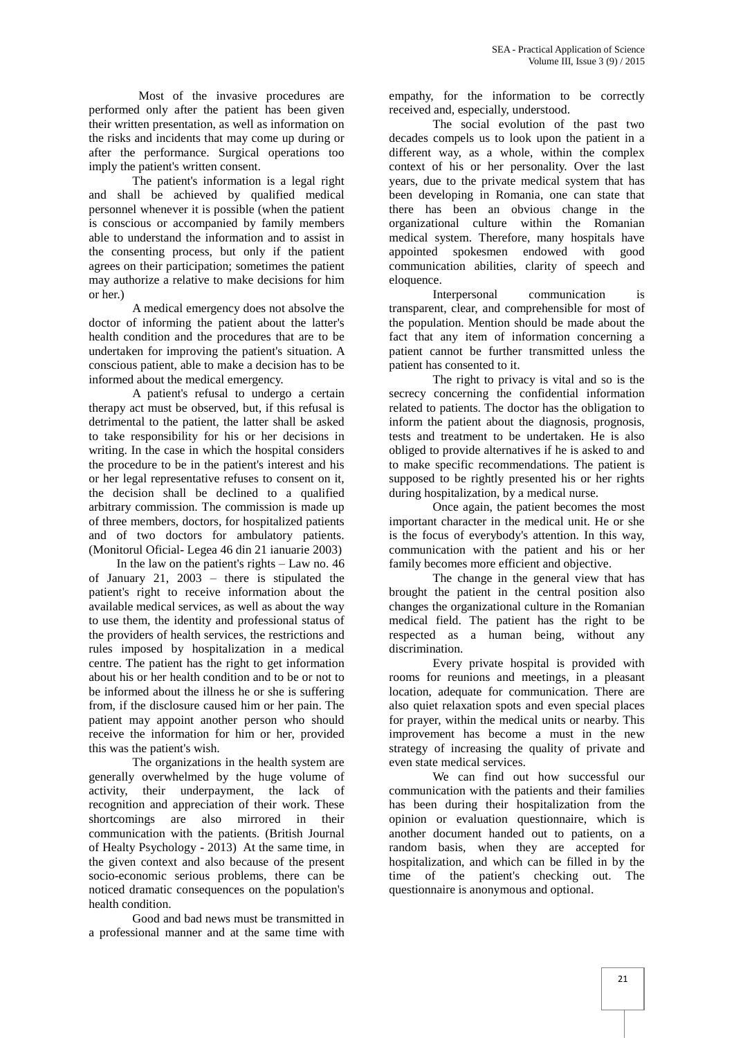Most of the invasive procedures are performed only after the patient has been given their written presentation, as well as information on the risks and incidents that may come up during or after the performance. Surgical operations too imply the patient's written consent.

The patient's information is a legal right and shall be achieved by qualified medical personnel whenever it is possible (when the patient is conscious or accompanied by family members able to understand the information and to assist in the consenting process, but only if the patient agrees on their participation; sometimes the patient may authorize a relative to make decisions for him or her.)

A medical emergency does not absolve the doctor of informing the patient about the latter's health condition and the procedures that are to be undertaken for improving the patient's situation. A conscious patient, able to make a decision has to be informed about the medical emergency.

A patient's refusal to undergo a certain therapy act must be observed, but, if this refusal is detrimental to the patient, the latter shall be asked to take responsibility for his or her decisions in writing. In the case in which the hospital considers the procedure to be in the patient's interest and his or her legal representative refuses to consent on it, the decision shall be declined to a qualified arbitrary commission. The commission is made up of three members, doctors, for hospitalized patients and of two doctors for ambulatory patients. (Monitorul Oficial- Legea 46 din 21 ianuarie 2003)

In the law on the patient's rights – Law no. 46 of January 21, 2003 – there is stipulated the patient's right to receive information about the available medical services, as well as about the way to use them, the identity and professional status of the providers of health services, the restrictions and rules imposed by hospitalization in a medical centre. The patient has the right to get information about his or her health condition and to be or not to be informed about the illness he or she is suffering from, if the disclosure caused him or her pain. The patient may appoint another person who should receive the information for him or her, provided this was the patient's wish.

The organizations in the health system are generally overwhelmed by the huge volume of activity, their underpayment, the lack of recognition and appreciation of their work. These shortcomings are also mirrored in their communication with the patients. (British Journal of Healty Psychology - 2013) At the same time, in the given context and also because of the present socio-economic serious problems, there can be noticed dramatic consequences on the population's health condition.

Good and bad news must be transmitted in a professional manner and at the same time with empathy, for the information to be correctly received and, especially, understood.

The social evolution of the past two decades compels us to look upon the patient in a different way, as a whole, within the complex context of his or her personality. Over the last years, due to the private medical system that has been developing in Romania, one can state that there has been an obvious change in the organizational culture within the Romanian medical system. Therefore, many hospitals have appointed spokesmen endowed with good communication abilities, clarity of speech and eloquence.

Interpersonal communication is transparent, clear, and comprehensible for most of the population. Mention should be made about the fact that any item of information concerning a patient cannot be further transmitted unless the patient has consented to it.

The right to privacy is vital and so is the secrecy concerning the confidential information related to patients. The doctor has the obligation to inform the patient about the diagnosis, prognosis, tests and treatment to be undertaken. He is also obliged to provide alternatives if he is asked to and to make specific recommendations. The patient is supposed to be rightly presented his or her rights during hospitalization, by a medical nurse.

Once again, the patient becomes the most important character in the medical unit. He or she is the focus of everybody's attention. In this way, communication with the patient and his or her family becomes more efficient and objective.

The change in the general view that has brought the patient in the central position also changes the organizational culture in the Romanian medical field. The patient has the right to be respected as a human being, without any discrimination.

Every private hospital is provided with rooms for reunions and meetings, in a pleasant location, adequate for communication. There are also quiet relaxation spots and even special places for prayer, within the medical units or nearby. This improvement has become a must in the new strategy of increasing the quality of private and even state medical services.

We can find out how successful our communication with the patients and their families has been during their hospitalization from the opinion or evaluation questionnaire, which is another document handed out to patients, on a random basis, when they are accepted for hospitalization, and which can be filled in by the time of the patient's checking out. The questionnaire is anonymous and optional.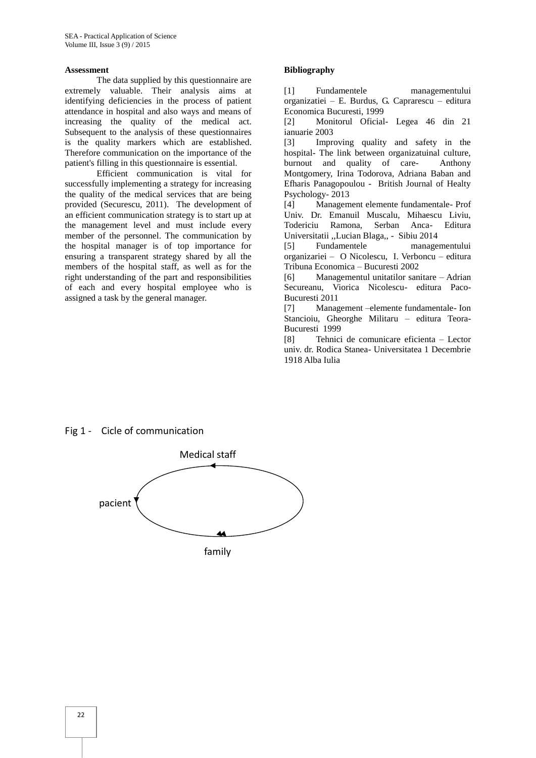### Assessment

The data supplied by this questionnaire are extremely valuable. Their analysis aims at identifying deficiencies in the process of patient attendance in hospital and also ways and means of increasing the quality of the medical act. Subsequent to the analysis of these questionnaires is the quality markers which are established. Therefore communication on the importance of the patient's filling in this questionnaire is essential.

Efficient communication is vital for successfully implementing a strategy for increasing the quality of the medical services that are being provided (Securescu, 2011). The development of an efficient communication strategy is to start up at the management level and must include every member of the personnel. The communication by the hospital manager is of top importance for ensuring a transparent strategy shared by all the members of the hospital staff, as well as for the right understanding of the part and responsibilities of each and every hospital employee who is assigned a task by the general manager.

### Bibliography

[1] Fundamentele managementului organizatiei – E. Burdus, G. Caprarescu – editura Economica Bucuresti, 1999

[2] Monitorul Oficial- Legea 46 din 21 ianuarie 2003

[3] Improving quality and safety in the hospital- The link between organizatuinal culture, burnout and quality of care- Anthony Montgomery, Irina Todorova, Adriana Baban and Efharis Panagopoulou - British Journal of Healty Psychology- 2013

[4] Management elemente fundamentale- Prof Univ. Dr. Emanuil Muscalu, Mihaescu Liviu, Todericiu Ramona, Serban Anca- Editura Universitatii ,,Lucian Blaga,, - Sibiu 2014

[5] Fundamentele managementului organizariei – O Nicolescu, I. Verboncu – editura Tribuna Economica – Bucuresti 2002

[6] Managementul unitatilor sanitare – Adrian Secureanu, Viorica Nicolescu- editura Paco- Bucuresti 2011

[7] Management –elemente fundamentale- Ion Stancioiu, Gheorghe Militaru – editura Teora- Bucuresti 1999

[8] Tehnici de comunicare eficienta – Lector univ. dr. Rodica Stanea- Universitatea 1 Decembrie 1918 Alba Iulia

Fig 1 - Cicle of communication

Medical staff

pacient

family